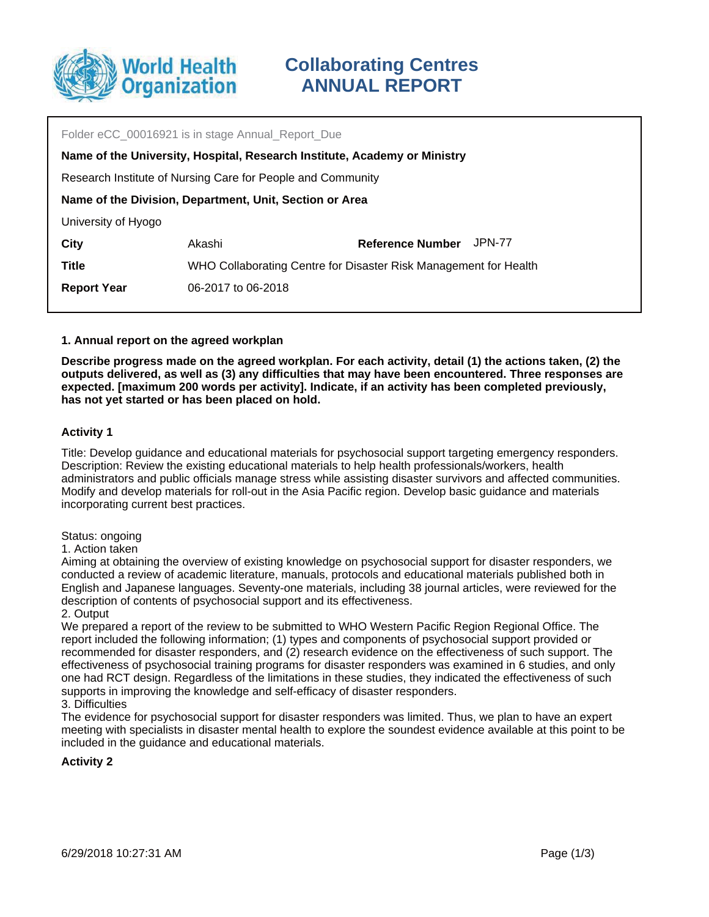# Collaborating Centres ANNUAL REPORT

Folder eCC_00016921 is in stage Annual_Report_Due

**Name of the University, Hospital, Research Institute, Academy or Ministry**

Research Institute of Nursing Care for People and Community

**Name of the Division, Department, Unit, Section or Area**

University of Hyogo

| | | | |
|---|---|---|---|
| **City** | Akashi | **Reference Number** | JPN-77 |
| **Title** | WHO Collaborating Centre for Disaster Risk Management for Health | | |
| **Report Year** | 06-2017 to 06-2018 | | |

## 1. Annual report on the agreed workplan

**Describe progress made on the agreed workplan. For each activity, detail (1) the actions taken, (2) the outputs delivered, as well as (3) any difficulties that may have been encountered. Three responses are expected. [maximum 200 words per activity]. Indicate, if an activity has been completed previously, has not yet started or has been placed on hold.**

### Activity 1

Title: Develop guidance and educational materials for psychosocial support targeting emergency responders.
Description: Review the existing educational materials to help health professionals/workers, health administrators and public officials manage stress while assisting disaster survivors and affected communities. Modify and develop materials for roll-out in the Asia Pacific region. Develop basic guidance and materials incorporating current best practices.

Status: ongoing
1. Action taken
Aiming at obtaining the overview of existing knowledge on psychosocial support for disaster responders, we conducted a review of academic literature, manuals, protocols and educational materials published both in English and Japanese languages. Seventy-one materials, including 38 journal articles, were reviewed for the description of contents of psychosocial support and its effectiveness.
2. Output
We prepared a report of the review to be submitted to WHO Western Pacific Region Regional Office. The report included the following information; (1) types and components of psychosocial support provided or recommended for disaster responders, and (2) research evidence on the effectiveness of such support. The effectiveness of psychosocial training programs for disaster responders was examined in 6 studies, and only one had RCT design. Regardless of the limitations in these studies, they indicated the effectiveness of such supports in improving the knowledge and self-efficacy of disaster responders.
3. Difficulties
The evidence for psychosocial support for disaster responders was limited. Thus, we plan to have an expert meeting with specialists in disaster mental health to explore the soundest evidence available at this point to be included in the guidance and educational materials.

### Activity 2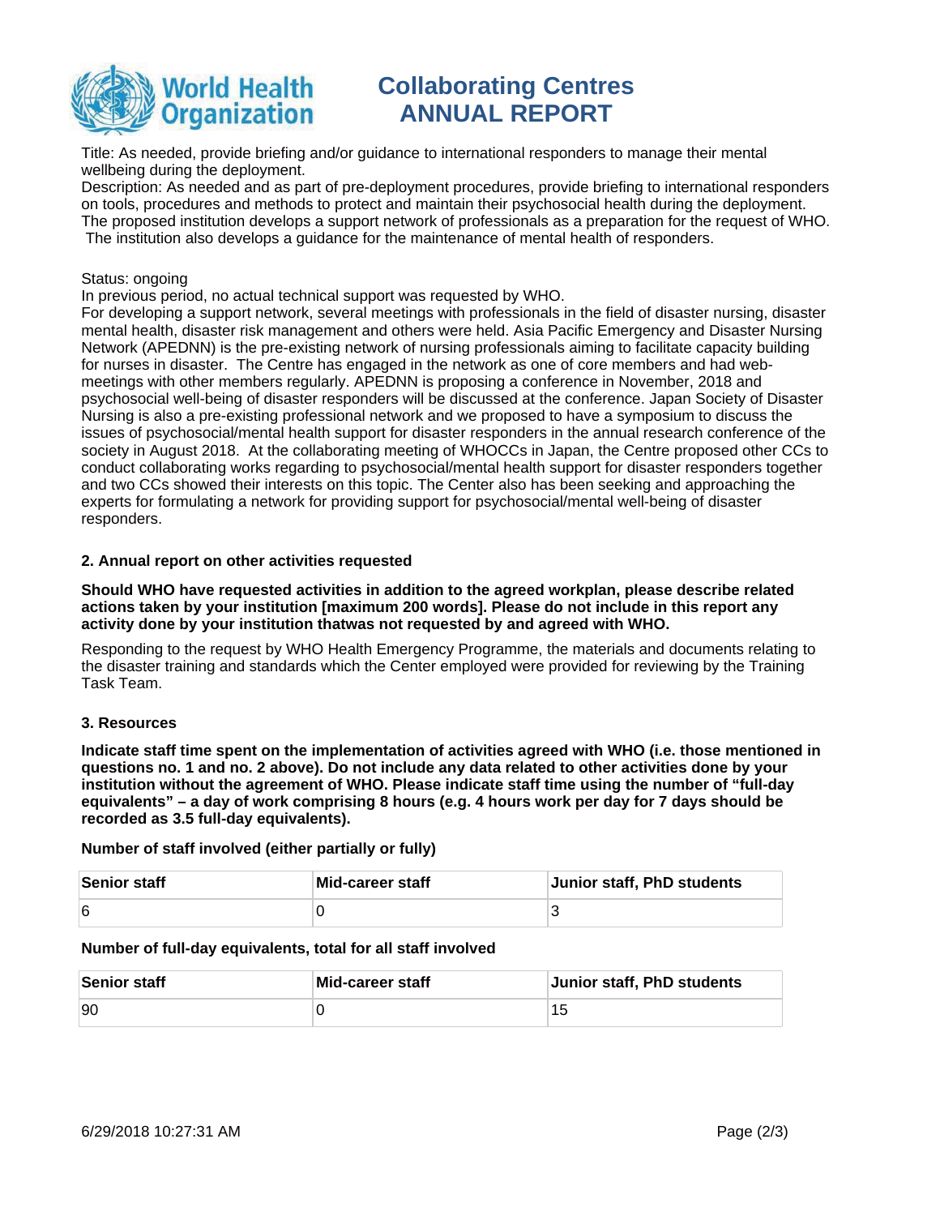Title: As needed, provide briefing and/or guidance to international responders to manage their mental wellbeing during the deployment.
Description: As needed and as part of pre-deployment procedures, provide briefing to international responders on tools, procedures and methods to protect and maintain their psychosocial health during the deployment. The proposed institution develops a support network of professionals as a preparation for the request of WHO. The institution also develops a guidance for the maintenance of mental health of responders.

Status: ongoing
In previous period, no actual technical support was requested by WHO.
For developing a support network, several meetings with professionals in the field of disaster nursing, disaster mental health, disaster risk management and others were held. Asia Pacific Emergency and Disaster Nursing Network (APEDNN) is the pre-existing network of nursing professionals aiming to facilitate capacity building for nurses in disaster. The Centre has engaged in the network as one of core members and had web-meetings with other members regularly. APEDNN is proposing a conference in November, 2018 and psychosocial well-being of disaster responders will be discussed at the conference. Japan Society of Disaster Nursing is also a pre-existing professional network and we proposed to have a symposium to discuss the issues of psychosocial/mental health support for disaster responders in the annual research conference of the society in August 2018. At the collaborating meeting of WHOCCs in Japan, the Centre proposed other CCs to conduct collaborating works regarding to psychosocial/mental health support for disaster responders together and two CCs showed their interests on this topic. The Center also has been seeking and approaching the experts for formulating a network for providing support for psychosocial/mental well-being of disaster responders.

### 2. Annual report on other activities requested

**Should WHO have requested activities in addition to the agreed workplan, please describe related actions taken by your institution [maximum 200 words]. Please do not include in this report any activity done by your institution thatwas not requested by and agreed with WHO.**

Responding to the request by WHO Health Emergency Programme, the materials and documents relating to the disaster training and standards which the Center employed were provided for reviewing by the Training Task Team.

### 3. Resources

**Indicate staff time spent on the implementation of activities agreed with WHO (i.e. those mentioned in questions no. 1 and no. 2 above). Do not include any data related to other activities done by your institution without the agreement of WHO. Please indicate staff time using the number of "full-day equivalents" – a day of work comprising 8 hours (e.g. 4 hours work per day for 7 days should be recorded as 3.5 full-day equivalents).**

**Number of staff involved (either partially or fully)**

| Senior staff | Mid-career staff | Junior staff, PhD students |
|---|---|---|
| 6 | 0 | 3 |

**Number of full-day equivalents, total for all staff involved**

| Senior staff | Mid-career staff | Junior staff, PhD students |
|---|---|---|
| 90 | 0 | 15 |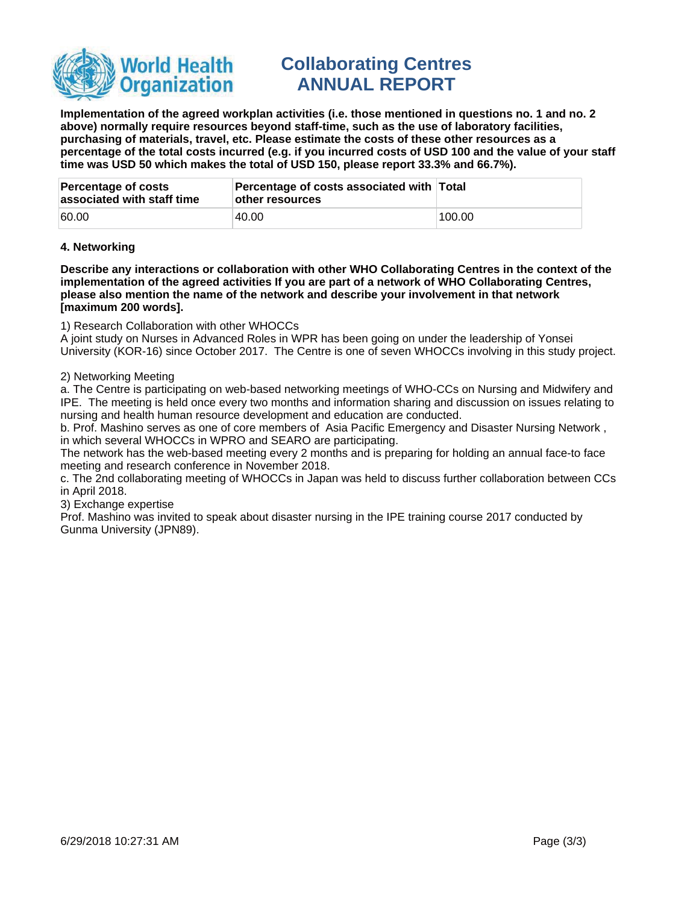**Implementation of the agreed workplan activities (i.e. those mentioned in questions no. 1 and no. 2 above) normally require resources beyond staff-time, such as the use of laboratory facilities, purchasing of materials, travel, etc. Please estimate the costs of these other resources as a percentage of the total costs incurred (e.g. if you incurred costs of USD 100 and the value of your staff time was USD 50 which makes the total of USD 150, please report 33.3% and 66.7%).**

| Percentage of costs associated with staff time | Percentage of costs associated with other resources | Total |
|---|---|---|
| 60.00 | 40.00 | 100.00 |

**4. Networking**

**Describe any interactions or collaboration with other WHO Collaborating Centres in the context of the implementation of the agreed activities If you are part of a network of WHO Collaborating Centres, please also mention the name of the network and describe your involvement in that network [maximum 200 words].**

1) Research Collaboration with other WHOCCs
A joint study on Nurses in Advanced Roles in WPR has been going on under the leadership of Yonsei University (KOR-16) since October 2017. The Centre is one of seven WHOCCs involving in this study project.

2) Networking Meeting
a. The Centre is participating on web-based networking meetings of WHO-CCs on Nursing and Midwifery and IPE. The meeting is held once every two months and information sharing and discussion on issues relating to nursing and health human resource development and education are conducted.
b. Prof. Mashino serves as one of core members of Asia Pacific Emergency and Disaster Nursing Network , in which several WHOCCs in WPRO and SEARO are participating.
The network has the web-based meeting every 2 months and is preparing for holding an annual face-to face meeting and research conference in November 2018.
c. The 2nd collaborating meeting of WHOCCs in Japan was held to discuss further collaboration between CCs in April 2018.
3) Exchange expertise
Prof. Mashino was invited to speak about disaster nursing in the IPE training course 2017 conducted by Gunma University (JPN89).